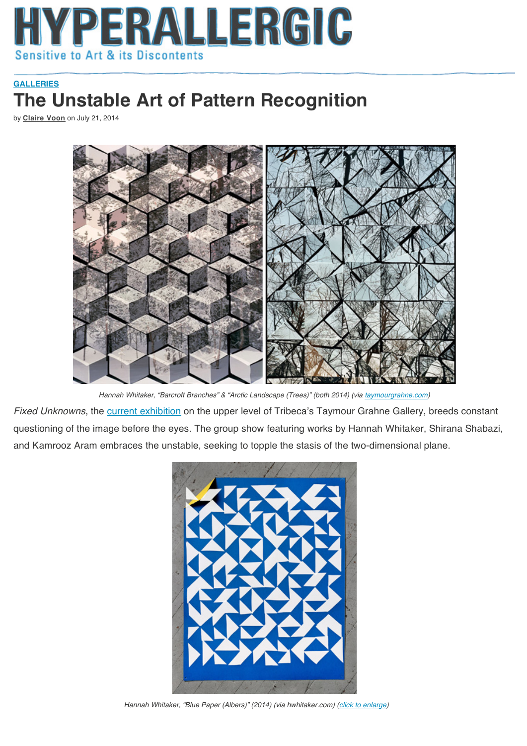# HYPERALLERGIC

Sensitive to Art & its Discontents

GALLERIES

## The Unstable Art of Pattern Recognition

by **Claire Voon** on July 21, 2014

*Hannah Whitaker, "Barcroft Branches" & "Arctic Landscape (Trees)" (both 2014) (via taymourgrahne.com)*

*Fixed Unknowns*, the current exhibition on the upper level of Tribeca's Taymour Grahne Gallery, breeds constant questioning of the image before the eyes. The group show featuring works by Hannah Whitaker, Shirana Shabazi, and Kamrooz Aram embraces the unstable, seeking to topple the stasis of the two-dimensional plane.

*Hannah Whitaker, "Blue Paper (Albers)" (2014) (via hwhitaker.com) (click to enlarge)*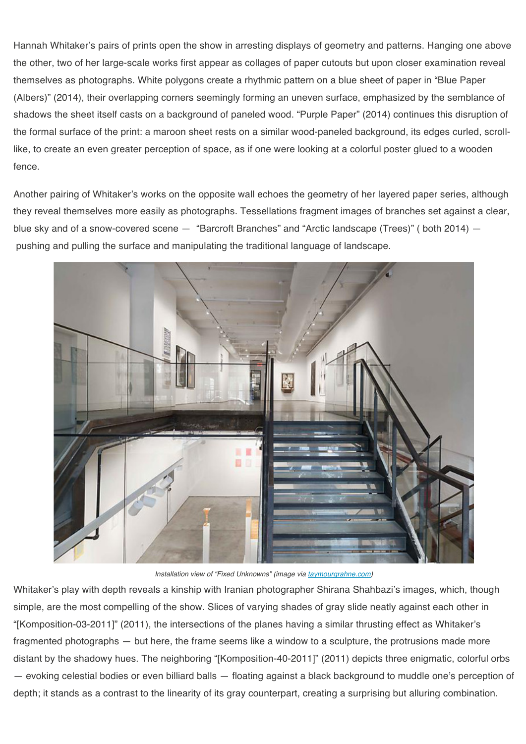Hannah Whitaker's pairs of prints open the show in arresting displays of geometry and patterns. Hanging one above the other, two of her large-scale works first appear as collages of paper cutouts but upon closer examination reveal themselves as photographs. White polygons create a rhythmic pattern on a blue sheet of paper in "Blue Paper (Albers)" (2014), their overlapping corners seemingly forming an uneven surface, emphasized by the semblance of shadows the sheet itself casts on a background of paneled wood. "Purple Paper" (2014) continues this disruption of the formal surface of the print: a maroon sheet rests on a similar wood-paneled background, its edges curled, scroll-like, to create an even greater perception of space, as if one were looking at a colorful poster glued to a wooden fence.

Another pairing of Whitaker's works on the opposite wall echoes the geometry of her layered paper series, although they reveal themselves more easily as photographs. Tessellations fragment images of branches set against a clear, blue sky and of a snow-covered scene — "Barcroft Branches" and "Arctic landscape (Trees)" ( both 2014) — pushing and pulling the surface and manipulating the traditional language of landscape.

*Installation view of "Fixed Unknowns" (image via taymourgrahne.com)*

Whitaker's play with depth reveals a kinship with Iranian photographer Shirana Shahbazi's images, which, though simple, are the most compelling of the show. Slices of varying shades of gray slide neatly against each other in "[Komposition-03-2011]" (2011), the intersections of the planes having a similar thrusting effect as Whitaker's fragmented photographs — but here, the frame seems like a window to a sculpture, the protrusions made more distant by the shadowy hues. The neighboring "[Komposition-40-2011]" (2011) depicts three enigmatic, colorful orbs — evoking celestial bodies or even billiard balls — floating against a black background to muddle one's perception of depth; it stands as a contrast to the linearity of its gray counterpart, creating a surprising but alluring combination.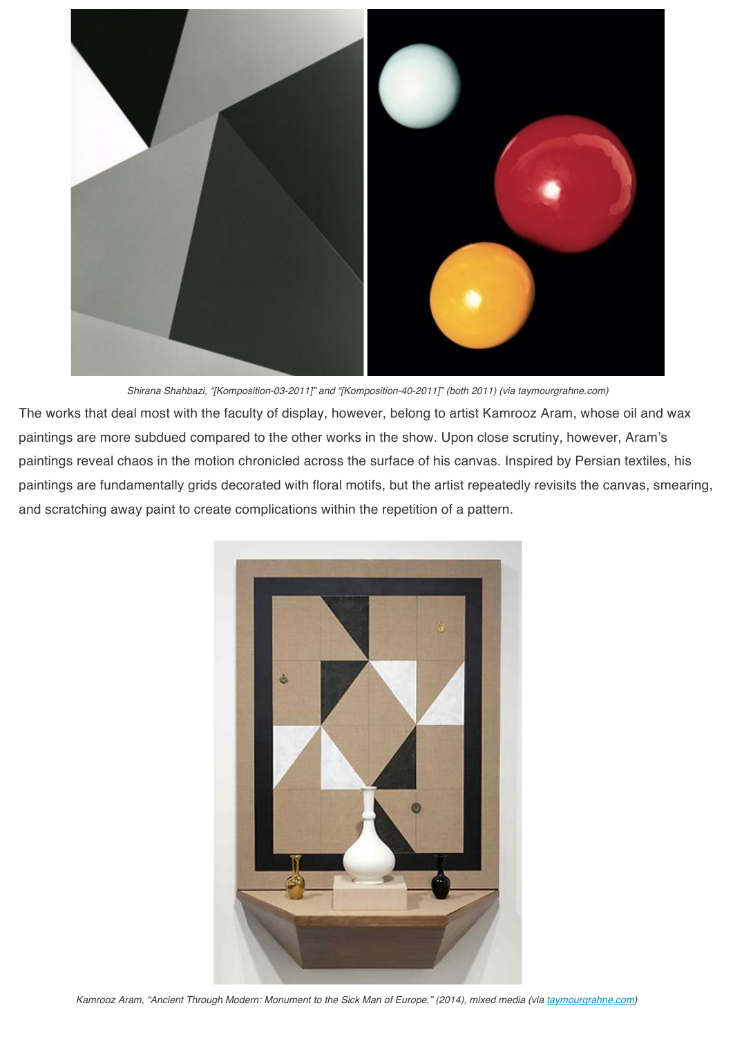*Shirana Shahbazi, "[Komposition-03-2011]" and "[Komposition-40-2011]" (both 2011) (via taymourgrahne.com)*

The works that deal most with the faculty of display, however, belong to artist Kamrooz Aram, whose oil and wax paintings are more subdued compared to the other works in the show. Upon close scrutiny, however, Aram's paintings reveal chaos in the motion chronicled across the surface of his canvas. Inspired by Persian textiles, his paintings are fundamentally grids decorated with floral motifs, but the artist repeatedly revisits the canvas, smearing, and scratching away paint to create complications within the repetition of a pattern.

*Kamrooz Aram, "Ancient Through Modern: Monument to the Sick Man of Europe," (2014), mixed media (via taymourgrahne.com)*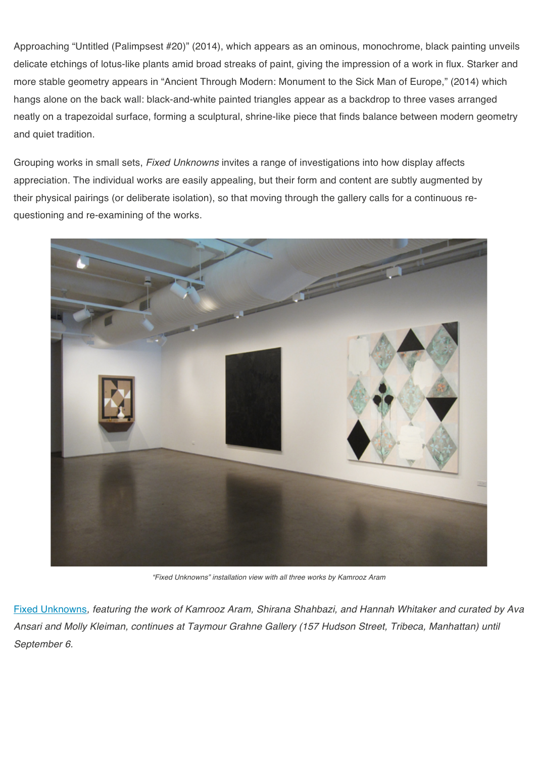Approaching "Untitled (Palimpsest #20)" (2014), which appears as an ominous, monochrome, black painting unveils delicate etchings of lotus-like plants amid broad streaks of paint, giving the impression of a work in flux. Starker and more stable geometry appears in "Ancient Through Modern: Monument to the Sick Man of Europe," (2014) which hangs alone on the back wall: black-and-white painted triangles appear as a backdrop to three vases arranged neatly on a trapezoidal surface, forming a sculptural, shrine-like piece that finds balance between modern geometry and quiet tradition.

Grouping works in small sets, *Fixed Unknowns* invites a range of investigations into how display affects appreciation. The individual works are easily appealing, but their form and content are subtly augmented by their physical pairings (or deliberate isolation), so that moving through the gallery calls for a continuous re-questioning and re-examining of the works.

*"Fixed Unknowns" installation view with all three works by Kamrooz Aram*

Fixed Unknowns*, featuring the work of Kamrooz Aram, Shirana Shahbazi, and Hannah Whitaker and curated by Ava Ansari and Molly Kleiman, continues at Taymour Grahne Gallery (157 Hudson Street, Tribeca, Manhattan) until September 6.*